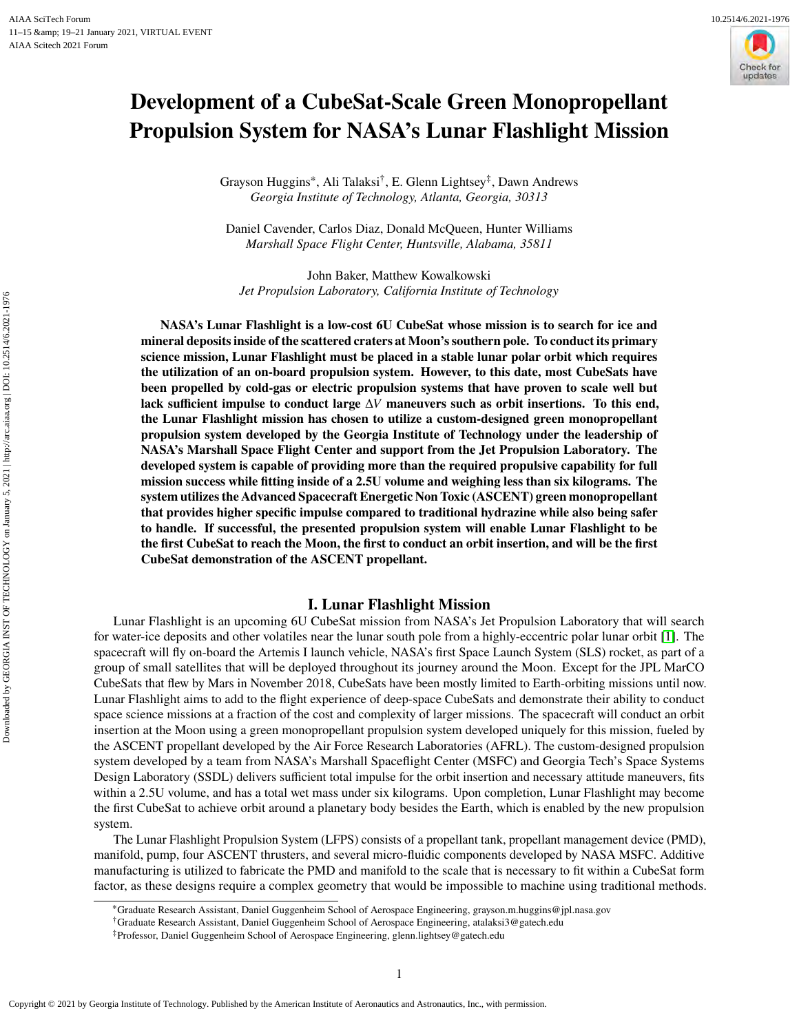# Development of a CubeSat-Scale Green Monopropellant Propulsion System for NASA's Lunar Flashlight Mission

Grayson Huggins*, Ali Talaksi†, E. Glenn Lightsey‡, Dawn Andrews
*Georgia Institute of Technology, Atlanta, Georgia, 30313*

Daniel Cavender, Carlos Diaz, Donald McQueen, Hunter Williams
*Marshall Space Flight Center, Huntsville, Alabama, 35811*

John Baker, Matthew Kowalkowski
*Jet Propulsion Laboratory, California Institute of Technology*

**NASA's Lunar Flashlight is a low-cost 6U CubeSat whose mission is to search for ice and mineral deposits inside of the scattered craters at Moon's southern pole. To conduct its primary science mission, Lunar Flashlight must be placed in a stable lunar polar orbit which requires the utilization of an on-board propulsion system. However, to this date, most CubeSats have been propelled by cold-gas or electric propulsion systems that have proven to scale well but lack sufficient impulse to conduct large $\Delta V$ maneuvers such as orbit insertions. To this end, the Lunar Flashlight mission has chosen to utilize a custom-designed green monopropellant propulsion system developed by the Georgia Institute of Technology under the leadership of NASA's Marshall Space Flight Center and support from the Jet Propulsion Laboratory. The developed system is capable of providing more than the required propulsive capability for full mission success while fitting inside of a 2.5U volume and weighing less than six kilograms. The system utilizes the Advanced Spacecraft Energetic Non Toxic (ASCENT) green monopropellant that provides higher specific impulse compared to traditional hydrazine while also being safer to handle. If successful, the presented propulsion system will enable Lunar Flashlight to be the first CubeSat to reach the Moon, the first to conduct an orbit insertion, and will be the first CubeSat demonstration of the ASCENT propellant.**

## I. Lunar Flashlight Mission

Lunar Flashlight is an upcoming 6U CubeSat mission from NASA's Jet Propulsion Laboratory that will search for water-ice deposits and other volatiles near the lunar south pole from a highly-eccentric polar lunar orbit [1]. The spacecraft will fly on-board the Artemis I launch vehicle, NASA's first Space Launch System (SLS) rocket, as part of a group of small satellites that will be deployed throughout its journey around the Moon. Except for the JPL MarCO CubeSats that flew by Mars in November 2018, CubeSats have been mostly limited to Earth-orbiting missions until now. Lunar Flashlight aims to add to the flight experience of deep-space CubeSats and demonstrate their ability to conduct space science missions at a fraction of the cost and complexity of larger missions. The spacecraft will conduct an orbit insertion at the Moon using a green monopropellant propulsion system developed uniquely for this mission, fueled by the ASCENT propellant developed by the Air Force Research Laboratories (AFRL). The custom-designed propulsion system developed by a team from NASA's Marshall Spaceflight Center (MSFC) and Georgia Tech's Space Systems Design Laboratory (SSDL) delivers sufficient total impulse for the orbit insertion and necessary attitude maneuvers, fits within a 2.5U volume, and has a total wet mass under six kilograms. Upon completion, Lunar Flashlight may become the first CubeSat to achieve orbit around a planetary body besides the Earth, which is enabled by the new propulsion system.

The Lunar Flashlight Propulsion System (LFPS) consists of a propellant tank, propellant management device (PMD), manifold, pump, four ASCENT thrusters, and several micro-fluidic components developed by NASA MSFC. Additive manufacturing is utilized to fabricate the PMD and manifold to the scale that is necessary to fit within a CubeSat form factor, as these designs require a complex geometry that would be impossible to machine using traditional methods.

*Graduate Research Assistant, Daniel Guggenheim School of Aerospace Engineering, grayson.m.huggins@jpl.nasa.gov
†Graduate Research Assistant, Daniel Guggenheim School of Aerospace Engineering, atalaksi3@gatech.edu
‡Professor, Daniel Guggenheim School of Aerospace Engineering, glenn.lightsey@gatech.edu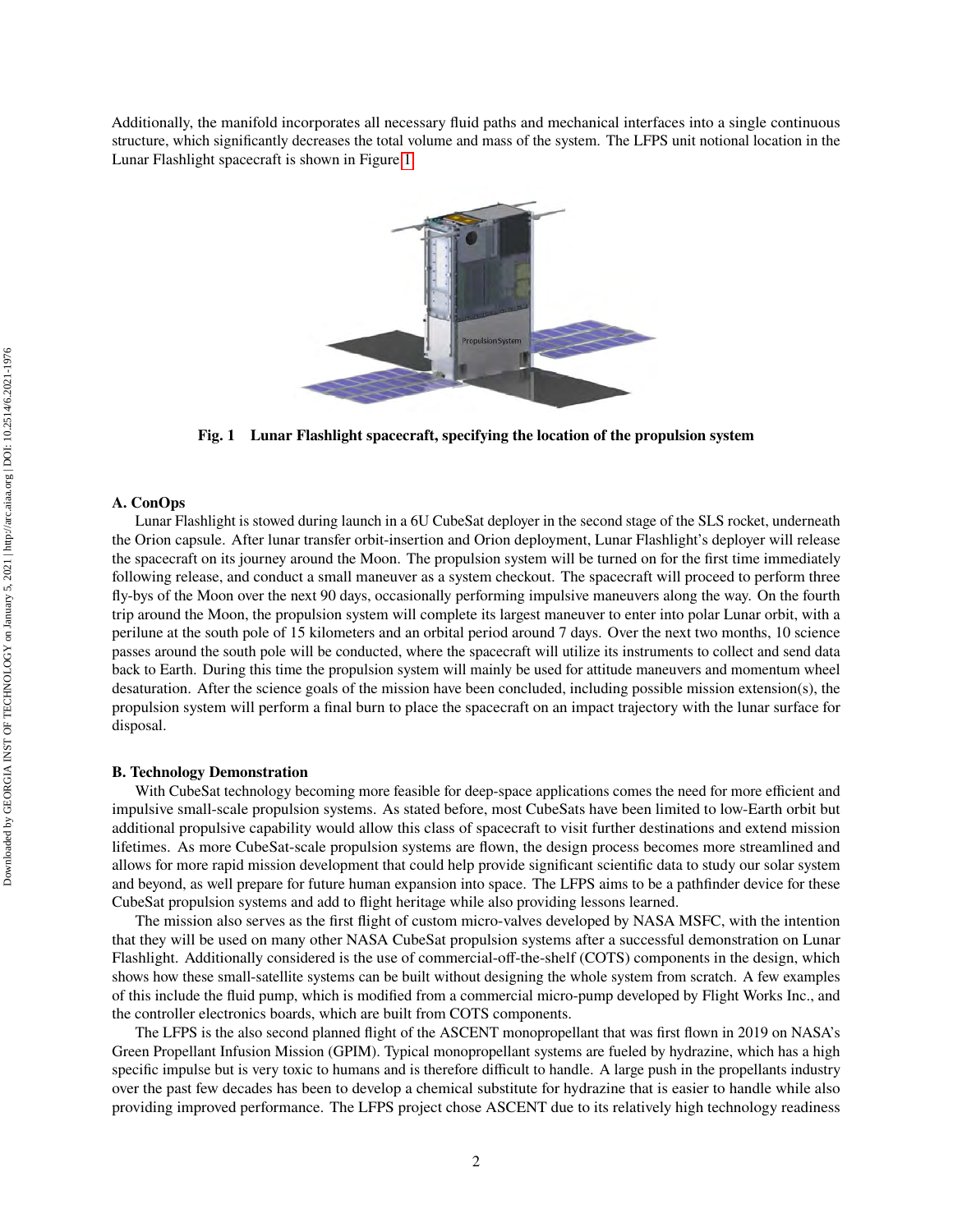Additionally, the manifold incorporates all necessary fluid paths and mechanical interfaces into a single continuous structure, which significantly decreases the total volume and mass of the system. The LFPS unit notional location in the Lunar Flashlight spacecraft is shown in Figure 1.

**Fig. 1 Lunar Flashlight spacecraft, specifying the location of the propulsion system**

### A. ConOps

Lunar Flashlight is stowed during launch in a 6U CubeSat deployer in the second stage of the SLS rocket, underneath the Orion capsule. After lunar transfer orbit-insertion and Orion deployment, Lunar Flashlight's deployer will release the spacecraft on its journey around the Moon. The propulsion system will be turned on for the first time immediately following release, and conduct a small maneuver as a system checkout. The spacecraft will proceed to perform three fly-bys of the Moon over the next 90 days, occasionally performing impulsive maneuvers along the way. On the fourth trip around the Moon, the propulsion system will complete its largest maneuver to enter into polar Lunar orbit, with a perilune at the south pole of 15 kilometers and an orbital period around 7 days. Over the next two months, 10 science passes around the south pole will be conducted, where the spacecraft will utilize its instruments to collect and send data back to Earth. During this time the propulsion system will mainly be used for attitude maneuvers and momentum wheel desaturation. After the science goals of the mission have been concluded, including possible mission extension(s), the propulsion system will perform a final burn to place the spacecraft on an impact trajectory with the lunar surface for disposal.

### B. Technology Demonstration

With CubeSat technology becoming more feasible for deep-space applications comes the need for more efficient and impulsive small-scale propulsion systems. As stated before, most CubeSats have been limited to low-Earth orbit but additional propulsive capability would allow this class of spacecraft to visit further destinations and extend mission lifetimes. As more CubeSat-scale propulsion systems are flown, the design process becomes more streamlined and allows for more rapid mission development that could help provide significant scientific data to study our solar system and beyond, as well prepare for future human expansion into space. The LFPS aims to be a pathfinder device for these CubeSat propulsion systems and add to flight heritage while also providing lessons learned.

The mission also serves as the first flight of custom micro-valves developed by NASA MSFC, with the intention that they will be used on many other NASA CubeSat propulsion systems after a successful demonstration on Lunar Flashlight. Additionally considered is the use of commercial-off-the-shelf (COTS) components in the design, which shows how these small-satellite systems can be built without designing the whole system from scratch. A few examples of this include the fluid pump, which is modified from a commercial micro-pump developed by Flight Works Inc., and the controller electronics boards, which are built from COTS components.

The LFPS is the also second planned flight of the ASCENT monopropellant that was first flown in 2019 on NASA's Green Propellant Infusion Mission (GPIM). Typical monopropellant systems are fueled by hydrazine, which has a high specific impulse but is very toxic to humans and is therefore difficult to handle. A large push in the propellants industry over the past few decades has been to develop a chemical substitute for hydrazine that is easier to handle while also providing improved performance. The LFPS project chose ASCENT due to its relatively high technology readiness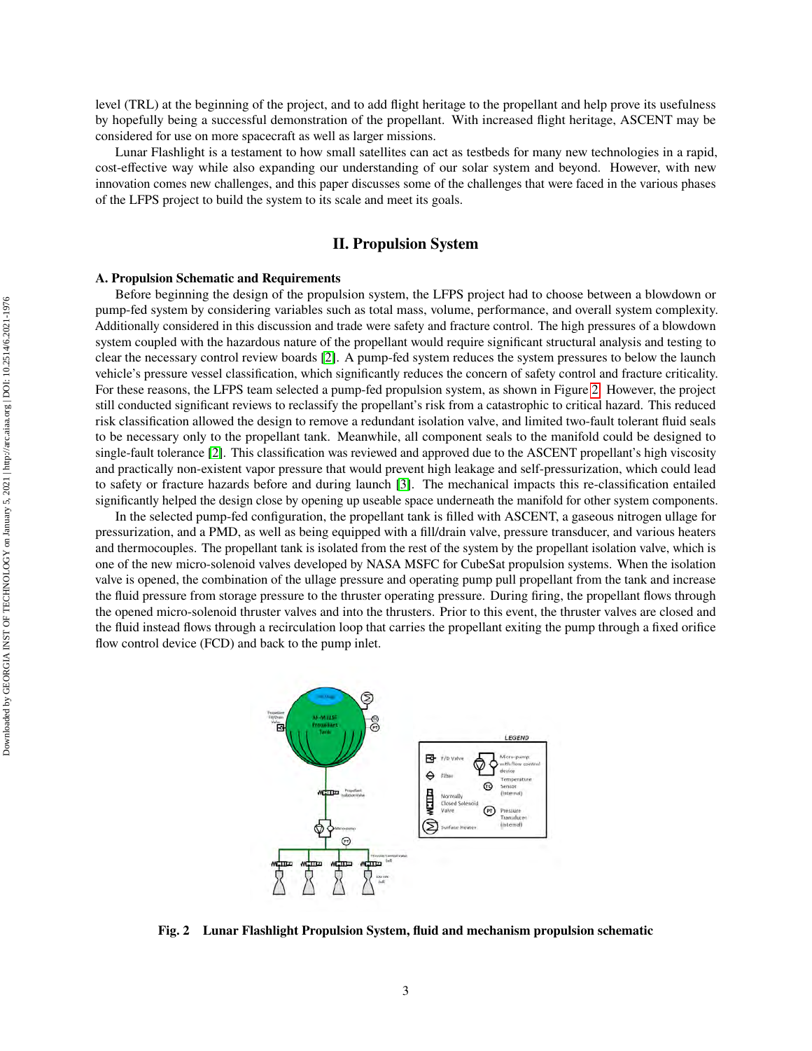level (TRL) at the beginning of the project, and to add flight heritage to the propellant and help prove its usefulness by hopefully being a successful demonstration of the propellant. With increased flight heritage, ASCENT may be considered for use on more spacecraft as well as larger missions.

Lunar Flashlight is a testament to how small satellites can act as testbeds for many new technologies in a rapid, cost-effective way while also expanding our understanding of our solar system and beyond. However, with new innovation comes new challenges, and this paper discusses some of the challenges that were faced in the various phases of the LFPS project to build the system to its scale and meet its goals.

## II. Propulsion System

### A. Propulsion Schematic and Requirements

Before beginning the design of the propulsion system, the LFPS project had to choose between a blowdown or pump-fed system by considering variables such as total mass, volume, performance, and overall system complexity. Additionally considered in this discussion and trade were safety and fracture control. The high pressures of a blowdown system coupled with the hazardous nature of the propellant would require significant structural analysis and testing to clear the necessary control review boards [2]. A pump-fed system reduces the system pressures to below the launch vehicle's pressure vessel classification, which significantly reduces the concern of safety control and fracture criticality. For these reasons, the LFPS team selected a pump-fed propulsion system, as shown in Figure 2. However, the project still conducted significant reviews to reclassify the propellant's risk from a catastrophic to critical hazard. This reduced risk classification allowed the design to remove a redundant isolation valve, and limited two-fault tolerant fluid seals to be necessary only to the propellant tank. Meanwhile, all component seals to the manifold could be designed to single-fault tolerance [2]. This classification was reviewed and approved due to the ASCENT propellant's high viscosity and practically non-existent vapor pressure that would prevent high leakage and self-pressurization, which could lead to safety or fracture hazards before and during launch [3]. The mechanical impacts this re-classification entailed significantly helped the design close by opening up useable space underneath the manifold for other system components.

In the selected pump-fed configuration, the propellant tank is filled with ASCENT, a gaseous nitrogen ullage for pressurization, and a PMD, as well as being equipped with a fill/drain valve, pressure transducer, and various heaters and thermocouples. The propellant tank is isolated from the rest of the system by the propellant isolation valve, which is one of the new micro-solenoid valves developed by NASA MSFC for CubeSat propulsion systems. When the isolation valve is opened, the combination of the ullage pressure and operating pump pull propellant from the tank and increase the fluid pressure from storage pressure to the thruster operating pressure. During firing, the propellant flows through the opened micro-solenoid thruster valves and into the thrusters. Prior to this event, the thruster valves are closed and the fluid instead flows through a recirculation loop that carries the propellant exiting the pump through a fixed orifice flow control device (FCD) and back to the pump inlet.

**Fig. 2 Lunar Flashlight Propulsion System, fluid and mechanism propulsion schematic**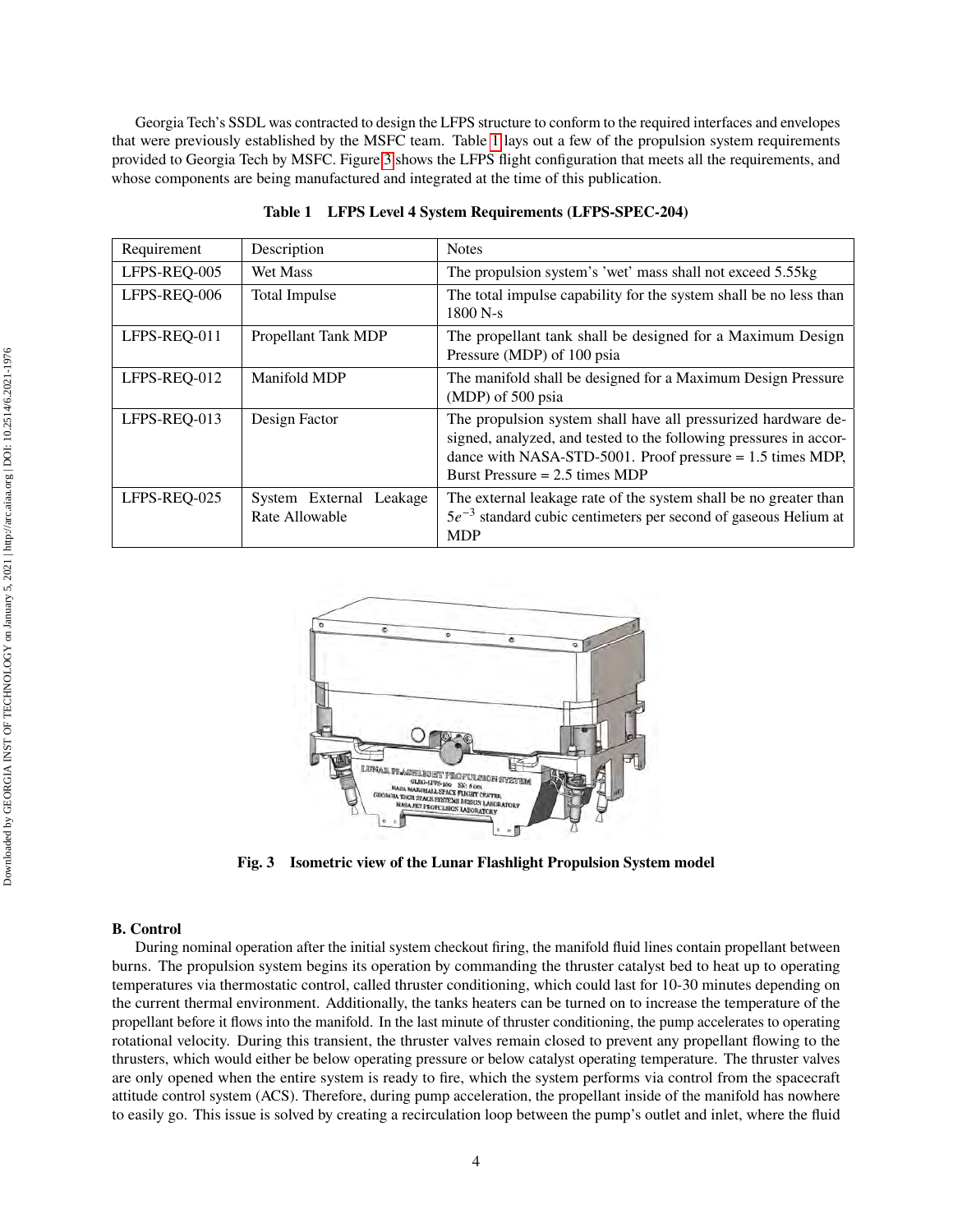Georgia Tech's SSDL was contracted to design the LFPS structure to conform to the required interfaces and envelopes that were previously established by the MSFC team. Table 1 lays out a few of the propulsion system requirements provided to Georgia Tech by MSFC. Figure 3 shows the LFPS flight configuration that meets all the requirements, and whose components are being manufactured and integrated at the time of this publication.

**Table 1 LFPS Level 4 System Requirements (LFPS-SPEC-204)**

| Requirement | Description | Notes |
|---|---|---|
| LFPS-REQ-005 | Wet Mass | The propulsion system's 'wet' mass shall not exceed 5.55kg |
| LFPS-REQ-006 | Total Impulse | The total impulse capability for the system shall be no less than 1800 N-s |
| LFPS-REQ-011 | Propellant Tank MDP | The propellant tank shall be designed for a Maximum Design Pressure (MDP) of 100 psia |
| LFPS-REQ-012 | Manifold MDP | The manifold shall be designed for a Maximum Design Pressure (MDP) of 500 psia |
| LFPS-REQ-013 | Design Factor | The propulsion system shall have all pressurized hardware designed, analyzed, and tested to the following pressures in accordance with NASA-STD-5001. Proof pressure = 1.5 times MDP, Burst Pressure = 2.5 times MDP |
| LFPS-REQ-025 | System External Leakage Rate Allowable | The external leakage rate of the system shall be no greater than $5e^{-3}$ standard cubic centimeters per second of gaseous Helium at MDP |

**Fig. 3 Isometric view of the Lunar Flashlight Propulsion System model**

### B. Control

During nominal operation after the initial system checkout firing, the manifold fluid lines contain propellant between burns. The propulsion system begins its operation by commanding the thruster catalyst bed to heat up to operating temperatures via thermostatic control, called thruster conditioning, which could last for 10-30 minutes depending on the current thermal environment. Additionally, the tanks heaters can be turned on to increase the temperature of the propellant before it flows into the manifold. In the last minute of thruster conditioning, the pump accelerates to operating rotational velocity. During this transient, the thruster valves remain closed to prevent any propellant flowing to the thrusters, which would either be below operating pressure or below catalyst operating temperature. The thruster valves are only opened when the entire system is ready to fire, which the system performs via control from the spacecraft attitude control system (ACS). Therefore, during pump acceleration, the propellant inside of the manifold has nowhere to easily go. This issue is solved by creating a recirculation loop between the pump's outlet and inlet, where the fluid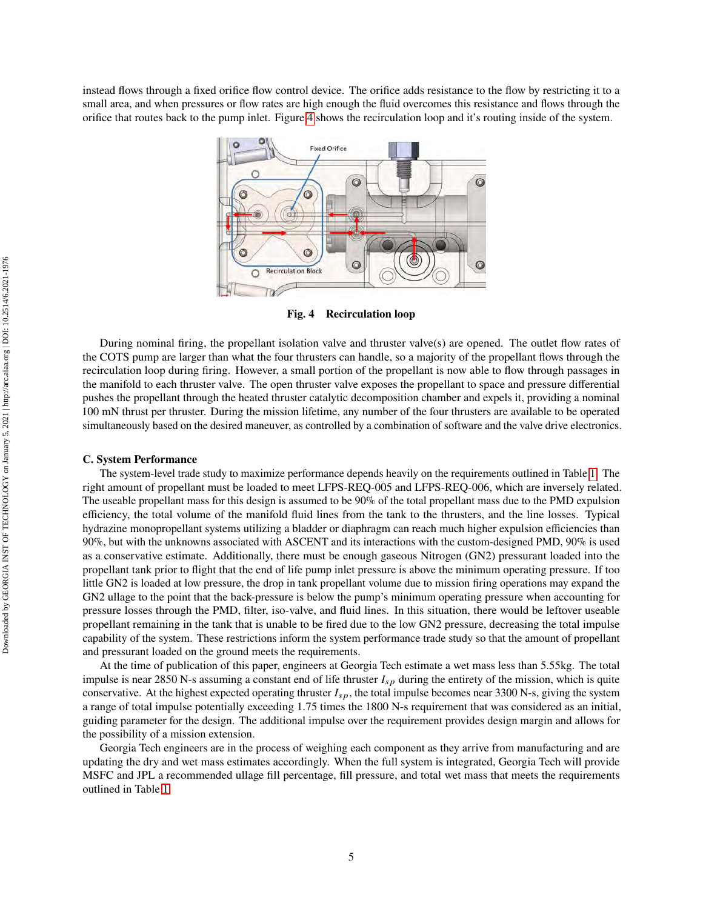instead flows through a fixed orifice flow control device. The orifice adds resistance to the flow by restricting it to a small area, and when pressures or flow rates are high enough the fluid overcomes this resistance and flows through the orifice that routes back to the pump inlet. Figure 4 shows the recirculation loop and it's routing inside of the system.

**Fig. 4 Recirculation loop**

During nominal firing, the propellant isolation valve and thruster valve(s) are opened. The outlet flow rates of the COTS pump are larger than what the four thrusters can handle, so a majority of the propellant flows through the recirculation loop during firing. However, a small portion of the propellant is now able to flow through passages in the manifold to each thruster valve. The open thruster valve exposes the propellant to space and pressure differential pushes the propellant through the heated thruster catalytic decomposition chamber and expels it, providing a nominal 100 mN thrust per thruster. During the mission lifetime, any number of the four thrusters are available to be operated simultaneously based on the desired maneuver, as controlled by a combination of software and the valve drive electronics.

### C. System Performance

The system-level trade study to maximize performance depends heavily on the requirements outlined in Table 1. The right amount of propellant must be loaded to meet LFPS-REQ-005 and LFPS-REQ-006, which are inversely related. The useable propellant mass for this design is assumed to be 90% of the total propellant mass due to the PMD expulsion efficiency, the total volume of the manifold fluid lines from the tank to the thrusters, and the line losses. Typical hydrazine monopropellant systems utilizing a bladder or diaphragm can reach much higher expulsion efficiencies than 90%, but with the unknowns associated with ASCENT and its interactions with the custom-designed PMD, 90% is used as a conservative estimate. Additionally, there must be enough gaseous Nitrogen (GN2) pressurant loaded into the propellant tank prior to flight that the end of life pump inlet pressure is above the minimum operating pressure. If too little GN2 is loaded at low pressure, the drop in tank propellant volume due to mission firing operations may expand the GN2 ullage to the point that the back-pressure is below the pump's minimum operating pressure when accounting for pressure losses through the PMD, filter, iso-valve, and fluid lines. In this situation, there would be leftover useable propellant remaining in the tank that is unable to be fired due to the low GN2 pressure, decreasing the total impulse capability of the system. These restrictions inform the system performance trade study so that the amount of propellant and pressurant loaded on the ground meets the requirements.

At the time of publication of this paper, engineers at Georgia Tech estimate a wet mass less than 5.55kg. The total impulse is near 2850 N-s assuming a constant end of life thruster $I_{sp}$ during the entirety of the mission, which is quite conservative. At the highest expected operating thruster $I_{sp}$, the total impulse becomes near 3300 N-s, giving the system a range of total impulse potentially exceeding 1.75 times the 1800 N-s requirement that was considered as an initial, guiding parameter for the design. The additional impulse over the requirement provides design margin and allows for the possibility of a mission extension.

Georgia Tech engineers are in the process of weighing each component as they arrive from manufacturing and are updating the dry and wet mass estimates accordingly. When the full system is integrated, Georgia Tech will provide MSFC and JPL a recommended ullage fill percentage, fill pressure, and total wet mass that meets the requirements outlined in Table 1.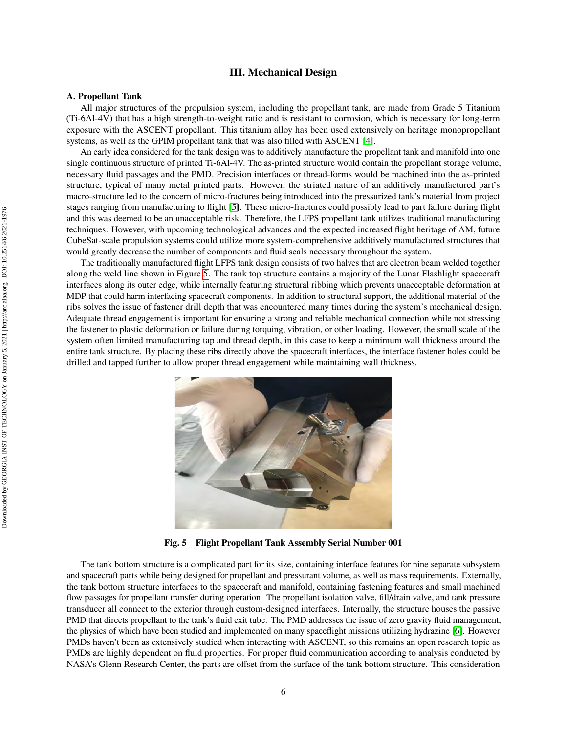## III. Mechanical Design

### A. Propellant Tank

All major structures of the propulsion system, including the propellant tank, are made from Grade 5 Titanium (Ti-6Al-4V) that has a high strength-to-weight ratio and is resistant to corrosion, which is necessary for long-term exposure with the ASCENT propellant. This titanium alloy has been used extensively on heritage monopropellant systems, as well as the GPIM propellant tank that was also filled with ASCENT [4].

An early idea considered for the tank design was to additively manufacture the propellant tank and manifold into one single continuous structure of printed Ti-6Al-4V. The as-printed structure would contain the propellant storage volume, necessary fluid passages and the PMD. Precision interfaces or thread-forms would be machined into the as-printed structure, typical of many metal printed parts. However, the striated nature of an additively manufactured part's macro-structure led to the concern of micro-fractures being introduced into the pressurized tank's material from project stages ranging from manufacturing to flight [5]. These micro-fractures could possibly lead to part failure during flight and this was deemed to be an unacceptable risk. Therefore, the LFPS propellant tank utilizes traditional manufacturing techniques. However, with upcoming technological advances and the expected increased flight heritage of AM, future CubeSat-scale propulsion systems could utilize more system-comprehensive additively manufactured structures that would greatly decrease the number of components and fluid seals necessary throughout the system.

The traditionally manufactured flight LFPS tank design consists of two halves that are electron beam welded together along the weld line shown in Figure 5. The tank top structure contains a majority of the Lunar Flashlight spacecraft interfaces along its outer edge, while internally featuring structural ribbing which prevents unacceptable deformation at MDP that could harm interfacing spacecraft components. In addition to structural support, the additional material of the ribs solves the issue of fastener drill depth that was encountered many times during the system's mechanical design. Adequate thread engagement is important for ensuring a strong and reliable mechanical connection while not stressing the fastener to plastic deformation or failure during torquing, vibration, or other loading. However, the small scale of the system often limited manufacturing tap and thread depth, in this case to keep a minimum wall thickness around the entire tank structure. By placing these ribs directly above the spacecraft interfaces, the interface fastener holes could be drilled and tapped further to allow proper thread engagement while maintaining wall thickness.

**Fig. 5 Flight Propellant Tank Assembly Serial Number 001**

The tank bottom structure is a complicated part for its size, containing interface features for nine separate subsystem and spacecraft parts while being designed for propellant and pressurant volume, as well as mass requirements. Externally, the tank bottom structure interfaces to the spacecraft and manifold, containing fastening features and small machined flow passages for propellant transfer during operation. The propellant isolation valve, fill/drain valve, and tank pressure transducer all connect to the exterior through custom-designed interfaces. Internally, the structure houses the passive PMD that directs propellant to the tank's fluid exit tube. The PMD addresses the issue of zero gravity fluid management, the physics of which have been studied and implemented on many spaceflight missions utilizing hydrazine [6]. However PMDs haven't been as extensively studied when interacting with ASCENT, so this remains an open research topic as PMDs are highly dependent on fluid properties. For proper fluid communication according to analysis conducted by NASA's Glenn Research Center, the parts are offset from the surface of the tank bottom structure. This consideration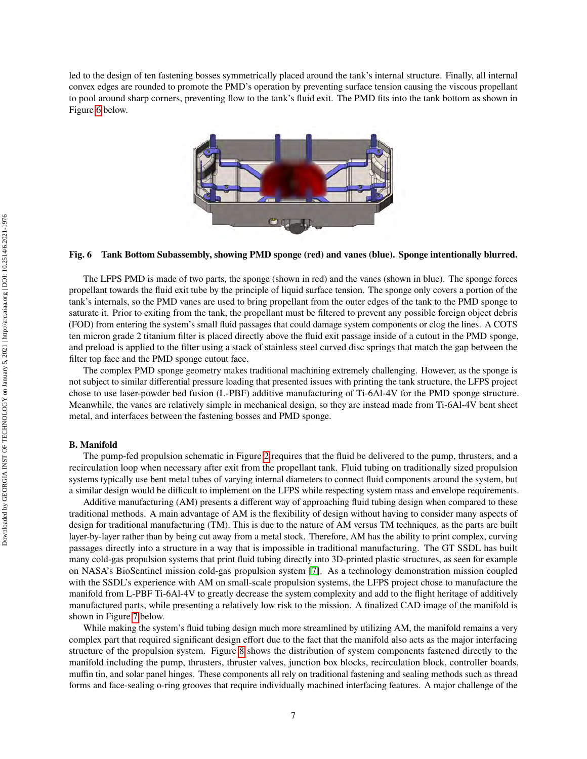led to the design of ten fastening bosses symmetrically placed around the tank's internal structure. Finally, all internal convex edges are rounded to promote the PMD's operation by preventing surface tension causing the viscous propellant to pool around sharp corners, preventing flow to the tank's fluid exit. The PMD fits into the tank bottom as shown in Figure 6 below.

**Fig. 6 Tank Bottom Subassembly, showing PMD sponge (red) and vanes (blue). Sponge intentionally blurred.**

The LFPS PMD is made of two parts, the sponge (shown in red) and the vanes (shown in blue). The sponge forces propellant towards the fluid exit tube by the principle of liquid surface tension. The sponge only covers a portion of the tank's internals, so the PMD vanes are used to bring propellant from the outer edges of the tank to the PMD sponge to saturate it. Prior to exiting from the tank, the propellant must be filtered to prevent any possible foreign object debris (FOD) from entering the system's small fluid passages that could damage system components or clog the lines. A COTS ten micron grade 2 titanium filter is placed directly above the fluid exit passage inside of a cutout in the PMD sponge, and preload is applied to the filter using a stack of stainless steel curved disc springs that match the gap between the filter top face and the PMD sponge cutout face.

The complex PMD sponge geometry makes traditional machining extremely challenging. However, as the sponge is not subject to similar differential pressure loading that presented issues with printing the tank structure, the LFPS project chose to use laser-powder bed fusion (L-PBF) additive manufacturing of Ti-6Al-4V for the PMD sponge structure. Meanwhile, the vanes are relatively simple in mechanical design, so they are instead made from Ti-6Al-4V bent sheet metal, and interfaces between the fastening bosses and PMD sponge.

### B. Manifold

The pump-fed propulsion schematic in Figure 2 requires that the fluid be delivered to the pump, thrusters, and a recirculation loop when necessary after exit from the propellant tank. Fluid tubing on traditionally sized propulsion systems typically use bent metal tubes of varying internal diameters to connect fluid components around the system, but a similar design would be difficult to implement on the LFPS while respecting system mass and envelope requirements.

Additive manufacturing (AM) presents a different way of approaching fluid tubing design when compared to these traditional methods. A main advantage of AM is the flexibility of design without having to consider many aspects of design for traditional manufacturing (TM). This is due to the nature of AM versus TM techniques, as the parts are built layer-by-layer rather than by being cut away from a metal stock. Therefore, AM has the ability to print complex, curving passages directly into a structure in a way that is impossible in traditional manufacturing. The GT SSDL has built many cold-gas propulsion systems that print fluid tubing directly into 3D-printed plastic structures, as seen for example on NASA's BioSentinel mission cold-gas propulsion system [7]. As a technology demonstration mission coupled with the SSDL's experience with AM on small-scale propulsion systems, the LFPS project chose to manufacture the manifold from L-PBF Ti-6Al-4V to greatly decrease the system complexity and add to the flight heritage of additively manufactured parts, while presenting a relatively low risk to the mission. A finalized CAD image of the manifold is shown in Figure 7 below.

While making the system's fluid tubing design much more streamlined by utilizing AM, the manifold remains a very complex part that required significant design effort due to the fact that the manifold also acts as the major interfacing structure of the propulsion system. Figure 8 shows the distribution of system components fastened directly to the manifold including the pump, thrusters, thruster valves, junction box blocks, recirculation block, controller boards, muffin tin, and solar panel hinges. These components all rely on traditional fastening and sealing methods such as thread forms and face-sealing o-ring grooves that require individually machined interfacing features. A major challenge of the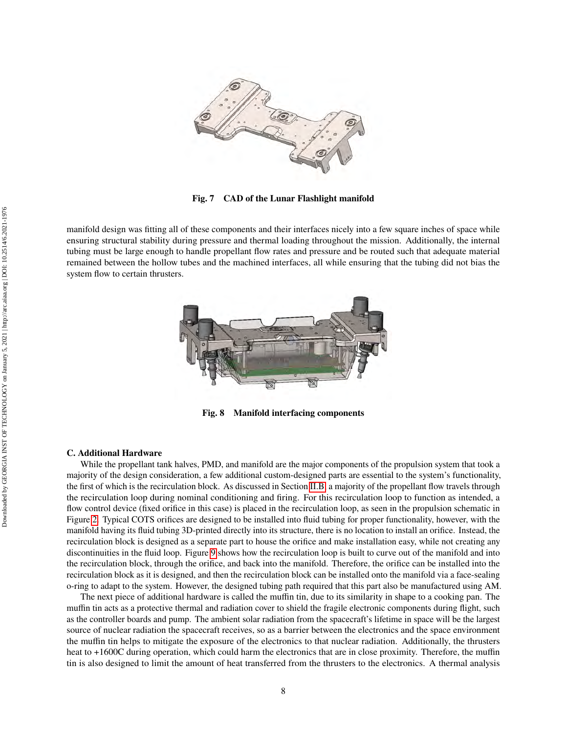Fig. 7 CAD of the Lunar Flashlight manifold

manifold design was fitting all of these components and their interfaces nicely into a few square inches of space while ensuring structural stability during pressure and thermal loading throughout the mission. Additionally, the internal tubing must be large enough to handle propellant flow rates and pressure and be routed such that adequate material remained between the hollow tubes and the machined interfaces, all while ensuring that the tubing did not bias the system flow to certain thrusters.

Fig. 8 Manifold interfacing components

### C. Additional Hardware

While the propellant tank halves, PMD, and manifold are the major components of the propulsion system that took a majority of the design consideration, a few additional custom-designed parts are essential to the system's functionality, the first of which is the recirculation block. As discussed in Section II.B, a majority of the propellant flow travels through the recirculation loop during nominal conditioning and firing. For this recirculation loop to function as intended, a flow control device (fixed orifice in this case) is placed in the recirculation loop, as seen in the propulsion schematic in Figure 2. Typical COTS orifices are designed to be installed into fluid tubing for proper functionality, however, with the manifold having its fluid tubing 3D-printed directly into its structure, there is no location to install an orifice. Instead, the recirculation block is designed as a separate part to house the orifice and make installation easy, while not creating any discontinuities in the fluid loop. Figure 9 shows how the recirculation loop is built to curve out of the manifold and into the recirculation block, through the orifice, and back into the manifold. Therefore, the orifice can be installed into the recirculation block as it is designed, and then the recirculation block can be installed onto the manifold via a face-sealing o-ring to adapt to the system. However, the designed tubing path required that this part also be manufactured using AM.

The next piece of additional hardware is called the muffin tin, due to its similarity in shape to a cooking pan. The muffin tin acts as a protective thermal and radiation cover to shield the fragile electronic components during flight, such as the controller boards and pump. The ambient solar radiation from the spacecraft's lifetime in space will be the largest source of nuclear radiation the spacecraft receives, so as a barrier between the electronics and the space environment the muffin tin helps to mitigate the exposure of the electronics to that nuclear radiation. Additionally, the thrusters heat to +1600C during operation, which could harm the electronics that are in close proximity. Therefore, the muffin tin is also designed to limit the amount of heat transferred from the thrusters to the electronics. A thermal analysis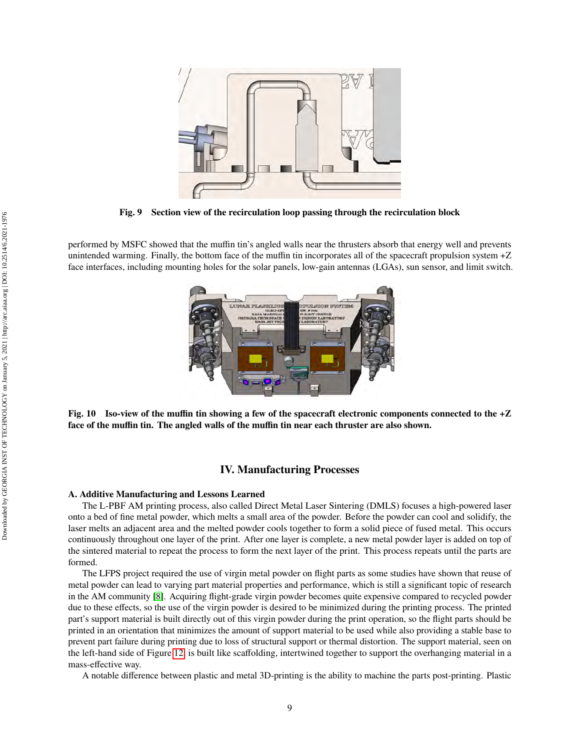Fig. 9 Section view of the recirculation loop passing through the recirculation block

performed by MSFC showed that the muffin tin's angled walls near the thrusters absorb that energy well and prevents unintended warming. Finally, the bottom face of the muffin tin incorporates all of the spacecraft propulsion system +Z face interfaces, including mounting holes for the solar panels, low-gain antennas (LGAs), sun sensor, and limit switch.

**Fig. 10 Iso-view of the muffin tin showing a few of the spacecraft electronic components connected to the +Z face of the muffin tin. The angled walls of the muffin tin near each thruster are also shown.**

## IV. Manufacturing Processes

### A. Additive Manufacturing and Lessons Learned

The L-PBF AM printing process, also called Direct Metal Laser Sintering (DMLS) focuses a high-powered laser onto a bed of fine metal powder, which melts a small area of the powder. Before the powder can cool and solidify, the laser melts an adjacent area and the melted powder cools together to form a solid piece of fused metal. This occurs continuously throughout one layer of the print. After one layer is complete, a new metal powder layer is added on top of the sintered material to repeat the process to form the next layer of the print. This process repeats until the parts are formed.

The LFPS project required the use of virgin metal powder on flight parts as some studies have shown that reuse of metal powder can lead to varying part material properties and performance, which is still a significant topic of research in the AM community [8]. Acquiring flight-grade virgin powder becomes quite expensive compared to recycled powder due to these effects, so the use of the virgin powder is desired to be minimized during the printing process. The printed part's support material is built directly out of this virgin powder during the print operation, so the flight parts should be printed in an orientation that minimizes the amount of support material to be used while also providing a stable base to prevent part failure during printing due to loss of structural support or thermal distortion. The support material, seen on the left-hand side of Figure 12, is built like scaffolding, intertwined together to support the overhanging material in a mass-effective way.

A notable difference between plastic and metal 3D-printing is the ability to machine the parts post-printing. Plastic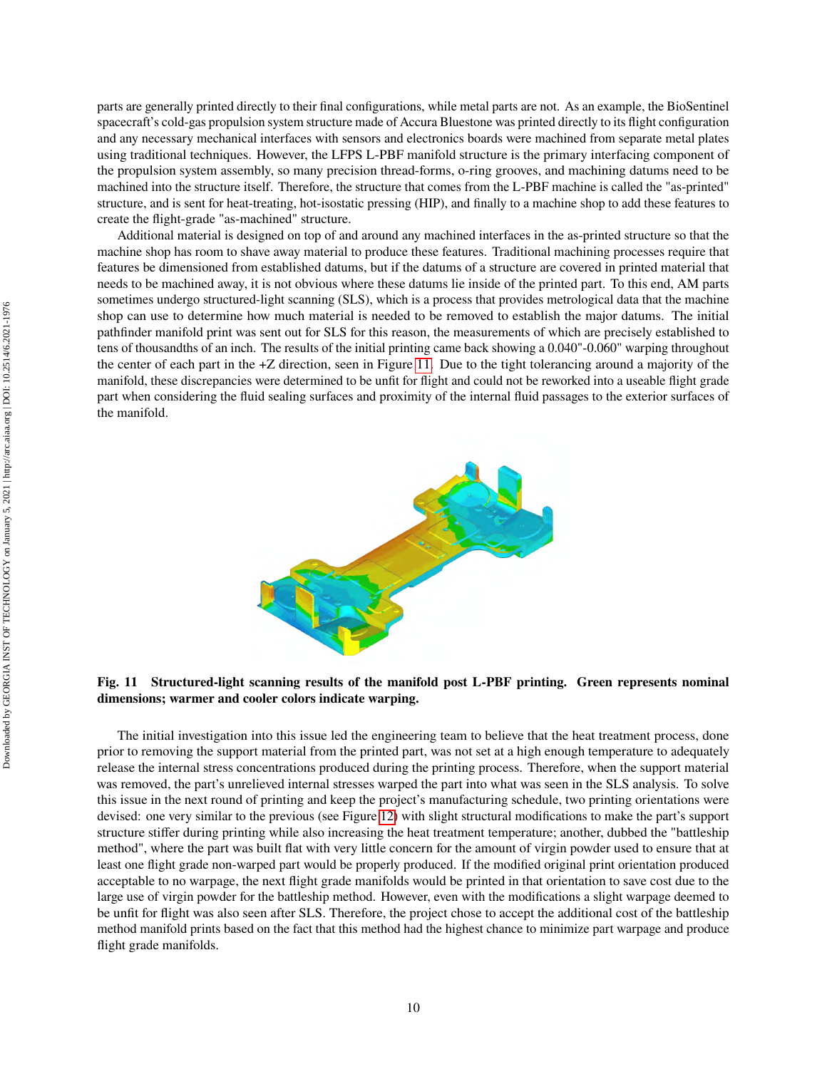parts are generally printed directly to their final configurations, while metal parts are not. As an example, the BioSentinel spacecraft's cold-gas propulsion system structure made of Accura Bluestone was printed directly to its flight configuration and any necessary mechanical interfaces with sensors and electronics boards were machined from separate metal plates using traditional techniques. However, the LFPS L-PBF manifold structure is the primary interfacing component of the propulsion system assembly, so many precision thread-forms, o-ring grooves, and machining datums need to be machined into the structure itself. Therefore, the structure that comes from the L-PBF machine is called the "as-printed" structure, and is sent for heat-treating, hot-isostatic pressing (HIP), and finally to a machine shop to add these features to create the flight-grade "as-machined" structure.

Additional material is designed on top of and around any machined interfaces in the as-printed structure so that the machine shop has room to shave away material to produce these features. Traditional machining processes require that features be dimensioned from established datums, but if the datums of a structure are covered in printed material that needs to be machined away, it is not obvious where these datums lie inside of the printed part. To this end, AM parts sometimes undergo structured-light scanning (SLS), which is a process that provides metrological data that the machine shop can use to determine how much material is needed to be removed to establish the major datums. The initial pathfinder manifold print was sent out for SLS for this reason, the measurements of which are precisely established to tens of thousandths of an inch. The results of the initial printing came back showing a 0.040"-0.060" warping throughout the center of each part in the +Z direction, seen in Figure 11. Due to the tight tolerancing around a majority of the manifold, these discrepancies were determined to be unfit for flight and could not be reworked into a useable flight grade part when considering the fluid sealing surfaces and proximity of the internal fluid passages to the exterior surfaces of the manifold.

**Fig. 11 Structured-light scanning results of the manifold post L-PBF printing. Green represents nominal dimensions; warmer and cooler colors indicate warping.**

The initial investigation into this issue led the engineering team to believe that the heat treatment process, done prior to removing the support material from the printed part, was not set at a high enough temperature to adequately release the internal stress concentrations produced during the printing process. Therefore, when the support material was removed, the part's unrelieved internal stresses warped the part into what was seen in the SLS analysis. To solve this issue in the next round of printing and keep the project's manufacturing schedule, two printing orientations were devised: one very similar to the previous (see Figure 12) with slight structural modifications to make the part's support structure stiffer during printing while also increasing the heat treatment temperature; another, dubbed the "battleship method", where the part was built flat with very little concern for the amount of virgin powder used to ensure that at least one flight grade non-warped part would be properly produced. If the modified original print orientation produced acceptable to no warpage, the next flight grade manifolds would be printed in that orientation to save cost due to the large use of virgin powder for the battleship method. However, even with the modifications a slight warpage deemed to be unfit for flight was also seen after SLS. Therefore, the project chose to accept the additional cost of the battleship method manifold prints based on the fact that this method had the highest chance to minimize part warpage and produce flight grade manifolds.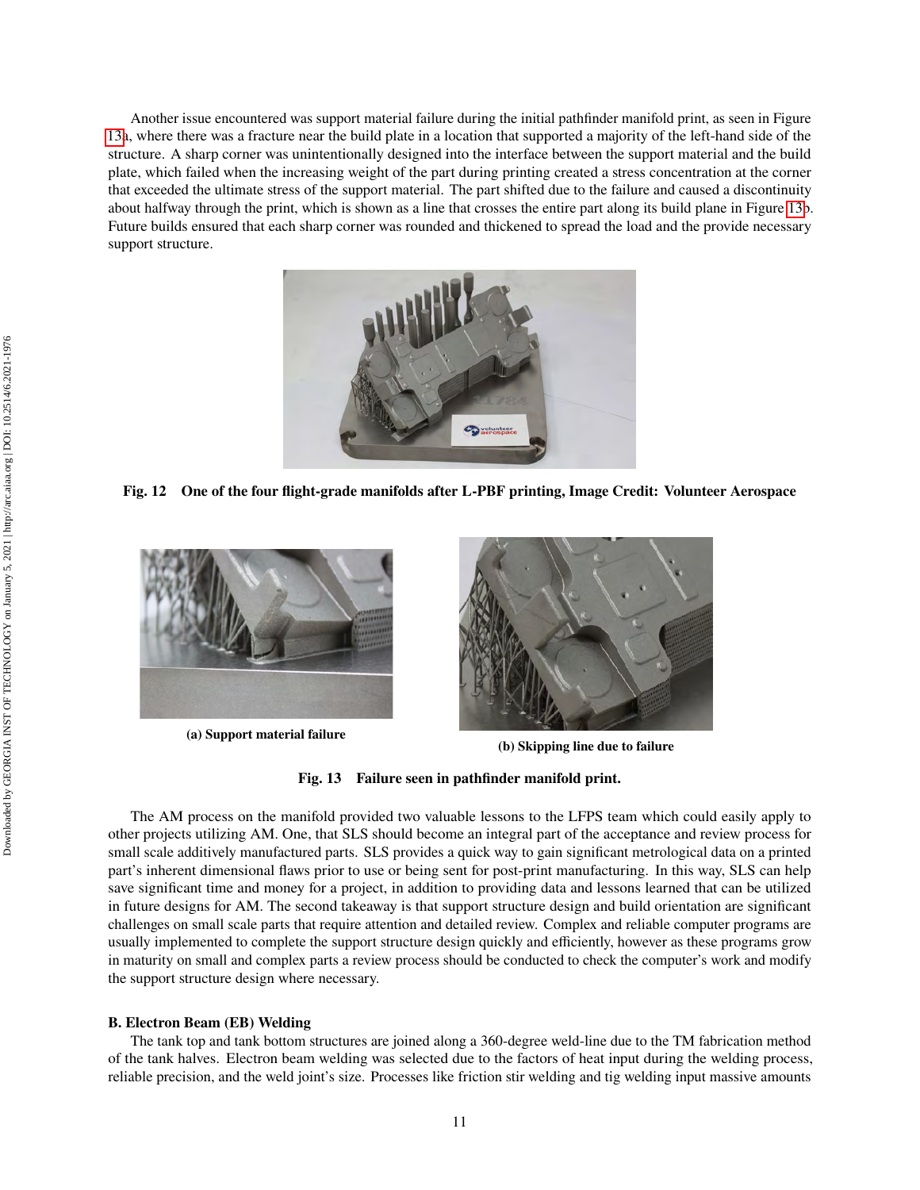Another issue encountered was support material failure during the initial pathfinder manifold print, as seen in Figure 13a, where there was a fracture near the build plate in a location that supported a majority of the left-hand side of the structure. A sharp corner was unintentionally designed into the interface between the support material and the build plate, which failed when the increasing weight of the part during printing created a stress concentration at the corner that exceeded the ultimate stress of the support material. The part shifted due to the failure and caused a discontinuity about halfway through the print, which is shown as a line that crosses the entire part along its build plane in Figure 13b. Future builds ensured that each sharp corner was rounded and thickened to spread the load and the provide necessary support structure.

**Fig. 12 One of the four flight-grade manifolds after L-PBF printing, Image Credit: Volunteer Aerospace**

**(a) Support material failure**

**(b) Skipping line due to failure**

**Fig. 13 Failure seen in pathfinder manifold print.**

The AM process on the manifold provided two valuable lessons to the LFPS team which could easily apply to other projects utilizing AM. One, that SLS should become an integral part of the acceptance and review process for small scale additively manufactured parts. SLS provides a quick way to gain significant metrological data on a printed part's inherent dimensional flaws prior to use or being sent for post-print manufacturing. In this way, SLS can help save significant time and money for a project, in addition to providing data and lessons learned that can be utilized in future designs for AM. The second takeaway is that support structure design and build orientation are significant challenges on small scale parts that require attention and detailed review. Complex and reliable computer programs are usually implemented to complete the support structure design quickly and efficiently, however as these programs grow in maturity on small and complex parts a review process should be conducted to check the computer's work and modify the support structure design where necessary.

### B. Electron Beam (EB) Welding

The tank top and tank bottom structures are joined along a 360-degree weld-line due to the TM fabrication method of the tank halves. Electron beam welding was selected due to the factors of heat input during the welding process, reliable precision, and the weld joint's size. Processes like friction stir welding and tig welding input massive amounts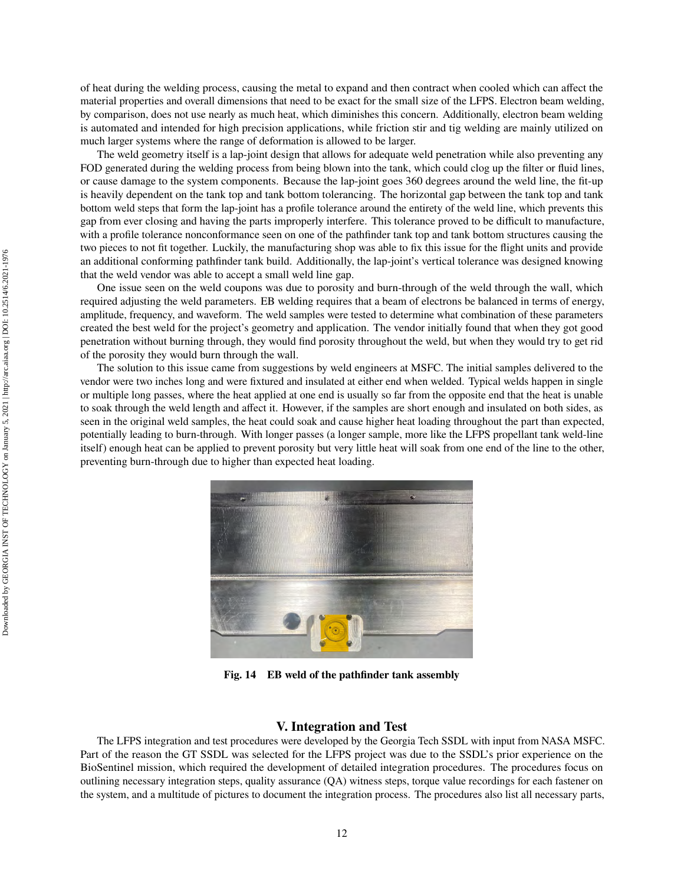of heat during the welding process, causing the metal to expand and then contract when cooled which can affect the material properties and overall dimensions that need to be exact for the small size of the LFPS. Electron beam welding, by comparison, does not use nearly as much heat, which diminishes this concern. Additionally, electron beam welding is automated and intended for high precision applications, while friction stir and tig welding are mainly utilized on much larger systems where the range of deformation is allowed to be larger.

The weld geometry itself is a lap-joint design that allows for adequate weld penetration while also preventing any FOD generated during the welding process from being blown into the tank, which could clog up the filter or fluid lines, or cause damage to the system components. Because the lap-joint goes 360 degrees around the weld line, the fit-up is heavily dependent on the tank top and tank bottom tolerancing. The horizontal gap between the tank top and tank bottom weld steps that form the lap-joint has a profile tolerance around the entirety of the weld line, which prevents this gap from ever closing and having the parts improperly interfere. This tolerance proved to be difficult to manufacture, with a profile tolerance nonconformance seen on one of the pathfinder tank top and tank bottom structures causing the two pieces to not fit together. Luckily, the manufacturing shop was able to fix this issue for the flight units and provide an additional conforming pathfinder tank build. Additionally, the lap-joint's vertical tolerance was designed knowing that the weld vendor was able to accept a small weld line gap.

One issue seen on the weld coupons was due to porosity and burn-through of the weld through the wall, which required adjusting the weld parameters. EB welding requires that a beam of electrons be balanced in terms of energy, amplitude, frequency, and waveform. The weld samples were tested to determine what combination of these parameters created the best weld for the project's geometry and application. The vendor initially found that when they got good penetration without burning through, they would find porosity throughout the weld, but when they would try to get rid of the porosity they would burn through the wall.

The solution to this issue came from suggestions by weld engineers at MSFC. The initial samples delivered to the vendor were two inches long and were fixtured and insulated at either end when welded. Typical welds happen in single or multiple long passes, where the heat applied at one end is usually so far from the opposite end that the heat is unable to soak through the weld length and affect it. However, if the samples are short enough and insulated on both sides, as seen in the original weld samples, the heat could soak and cause higher heat loading throughout the part than expected, potentially leading to burn-through. With longer passes (a longer sample, more like the LFPS propellant tank weld-line itself) enough heat can be applied to prevent porosity but very little heat will soak from one end of the line to the other, preventing burn-through due to higher than expected heat loading.

**Fig. 14 EB weld of the pathfinder tank assembly**

## V. Integration and Test

The LFPS integration and test procedures were developed by the Georgia Tech SSDL with input from NASA MSFC. Part of the reason the GT SSDL was selected for the LFPS project was due to the SSDL's prior experience on the BioSentinel mission, which required the development of detailed integration procedures. The procedures focus on outlining necessary integration steps, quality assurance (QA) witness steps, torque value recordings for each fastener on the system, and a multitude of pictures to document the integration process. The procedures also list all necessary parts,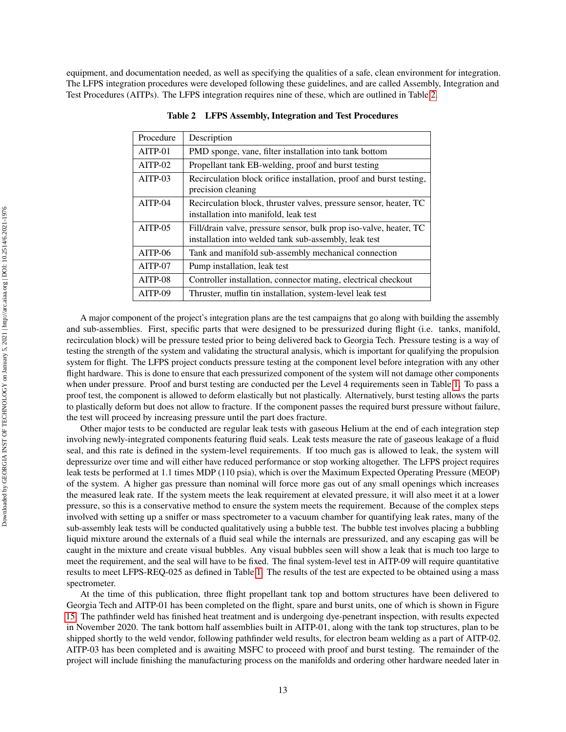equipment, and documentation needed, as well as specifying the qualities of a safe, clean environment for integration. The LFPS integration procedures were developed following these guidelines, and are called Assembly, Integration and Test Procedures (AITPs). The LFPS integration requires nine of these, which are outlined in Table 2.

**Table 2 LFPS Assembly, Integration and Test Procedures**

| Procedure | Description |
|---|---|
| AITP-01 | PMD sponge, vane, filter installation into tank bottom |
| AITP-02 | Propellant tank EB-welding, proof and burst testing |
| AITP-03 | Recirculation block orifice installation, proof and burst testing, precision cleaning |
| AITP-04 | Recirculation block, thruster valves, pressure sensor, heater, TC installation into manifold, leak test |
| AITP-05 | Fill/drain valve, pressure sensor, bulk prop iso-valve, heater, TC installation into welded tank sub-assembly, leak test |
| AITP-06 | Tank and manifold sub-assembly mechanical connection |
| AITP-07 | Pump installation, leak test |
| AITP-08 | Controller installation, connector mating, electrical checkout |
| AITP-09 | Thruster, muffin tin installation, system-level leak test |

A major component of the project's integration plans are the test campaigns that go along with building the assembly and sub-assemblies. First, specific parts that were designed to be pressurized during flight (i.e. tanks, manifold, recirculation block) will be pressure tested prior to being delivered back to Georgia Tech. Pressure testing is a way of testing the strength of the system and validating the structural analysis, which is important for qualifying the propulsion system for flight. The LFPS project conducts pressure testing at the component level before integration with any other flight hardware. This is done to ensure that each pressurized component of the system will not damage other components when under pressure. Proof and burst testing are conducted per the Level 4 requirements seen in Table 1. To pass a proof test, the component is allowed to deform elastically but not plastically. Alternatively, burst testing allows the parts to plastically deform but does not allow to fracture. If the component passes the required burst pressure without failure, the test will proceed by increasing pressure until the part does fracture.

Other major tests to be conducted are regular leak tests with gaseous Helium at the end of each integration step involving newly-integrated components featuring fluid seals. Leak tests measure the rate of gaseous leakage of a fluid seal, and this rate is defined in the system-level requirements. If too much gas is allowed to leak, the system will depressurize over time and will either have reduced performance or stop working altogether. The LFPS project requires leak tests be performed at 1.1 times MDP (110 psia), which is over the Maximum Expected Operating Pressure (MEOP) of the system. A higher gas pressure than nominal will force more gas out of any small openings which increases the measured leak rate. If the system meets the leak requirement at elevated pressure, it will also meet it at a lower pressure, so this is a conservative method to ensure the system meets the requirement. Because of the complex steps involved with setting up a sniffer or mass spectrometer to a vacuum chamber for quantifying leak rates, many of the sub-assembly leak tests will be conducted qualitatively using a bubble test. The bubble test involves placing a bubbling liquid mixture around the externals of a fluid seal while the internals are pressurized, and any escaping gas will be caught in the mixture and create visual bubbles. Any visual bubbles seen will show a leak that is much too large to meet the requirement, and the seal will have to be fixed. The final system-level test in AITP-09 will require quantitative results to meet LFPS-REQ-025 as defined in Table 1. The results of the test are expected to be obtained using a mass spectrometer.

At the time of this publication, three flight propellant tank top and bottom structures have been delivered to Georgia Tech and AITP-01 has been completed on the flight, spare and burst units, one of which is shown in Figure 15. The pathfinder weld has finished heat treatment and is undergoing dye-penetrant inspection, with results expected in November 2020. The tank bottom half assemblies built in AITP-01, along with the tank top structures, plan to be shipped shortly to the weld vendor, following pathfinder weld results, for electron beam welding as a part of AITP-02. AITP-03 has been completed and is awaiting MSFC to proceed with proof and burst testing. The remainder of the project will include finishing the manufacturing process on the manifolds and ordering other hardware needed later in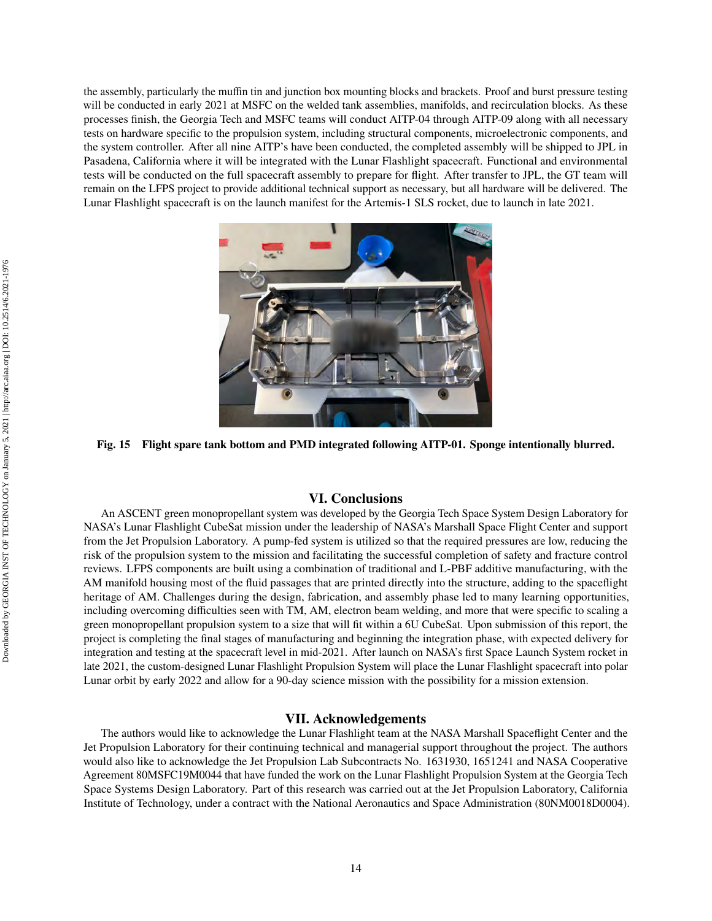the assembly, particularly the muffin tin and junction box mounting blocks and brackets. Proof and burst pressure testing will be conducted in early 2021 at MSFC on the welded tank assemblies, manifolds, and recirculation blocks. As these processes finish, the Georgia Tech and MSFC teams will conduct AITP-04 through AITP-09 along with all necessary tests on hardware specific to the propulsion system, including structural components, microelectronic components, and the system controller. After all nine AITP's have been conducted, the completed assembly will be shipped to JPL in Pasadena, California where it will be integrated with the Lunar Flashlight spacecraft. Functional and environmental tests will be conducted on the full spacecraft assembly to prepare for flight. After transfer to JPL, the GT team will remain on the LFPS project to provide additional technical support as necessary, but all hardware will be delivered. The Lunar Flashlight spacecraft is on the launch manifest for the Artemis-1 SLS rocket, due to launch in late 2021.

**Fig. 15 Flight spare tank bottom and PMD integrated following AITP-01. Sponge intentionally blurred.**

## VI. Conclusions

An ASCENT green monopropellant system was developed by the Georgia Tech Space System Design Laboratory for NASA's Lunar Flashlight CubeSat mission under the leadership of NASA's Marshall Space Flight Center and support from the Jet Propulsion Laboratory. A pump-fed system is utilized so that the required pressures are low, reducing the risk of the propulsion system to the mission and facilitating the successful completion of safety and fracture control reviews. LFPS components are built using a combination of traditional and L-PBF additive manufacturing, with the AM manifold housing most of the fluid passages that are printed directly into the structure, adding to the spaceflight heritage of AM. Challenges during the design, fabrication, and assembly phase led to many learning opportunities, including overcoming difficulties seen with TM, AM, electron beam welding, and more that were specific to scaling a green monopropellant propulsion system to a size that will fit within a 6U CubeSat. Upon submission of this report, the project is completing the final stages of manufacturing and beginning the integration phase, with expected delivery for integration and testing at the spacecraft level in mid-2021. After launch on NASA's first Space Launch System rocket in late 2021, the custom-designed Lunar Flashlight Propulsion System will place the Lunar Flashlight spacecraft into polar Lunar orbit by early 2022 and allow for a 90-day science mission with the possibility for a mission extension.

## VII. Acknowledgements

The authors would like to acknowledge the Lunar Flashlight team at the NASA Marshall Spaceflight Center and the Jet Propulsion Laboratory for their continuing technical and managerial support throughout the project. The authors would also like to acknowledge the Jet Propulsion Lab Subcontracts No. 1631930, 1651241 and NASA Cooperative Agreement 80MSFC19M0044 that have funded the work on the Lunar Flashlight Propulsion System at the Georgia Tech Space Systems Design Laboratory. Part of this research was carried out at the Jet Propulsion Laboratory, California Institute of Technology, under a contract with the National Aeronautics and Space Administration (80NM0018D0004).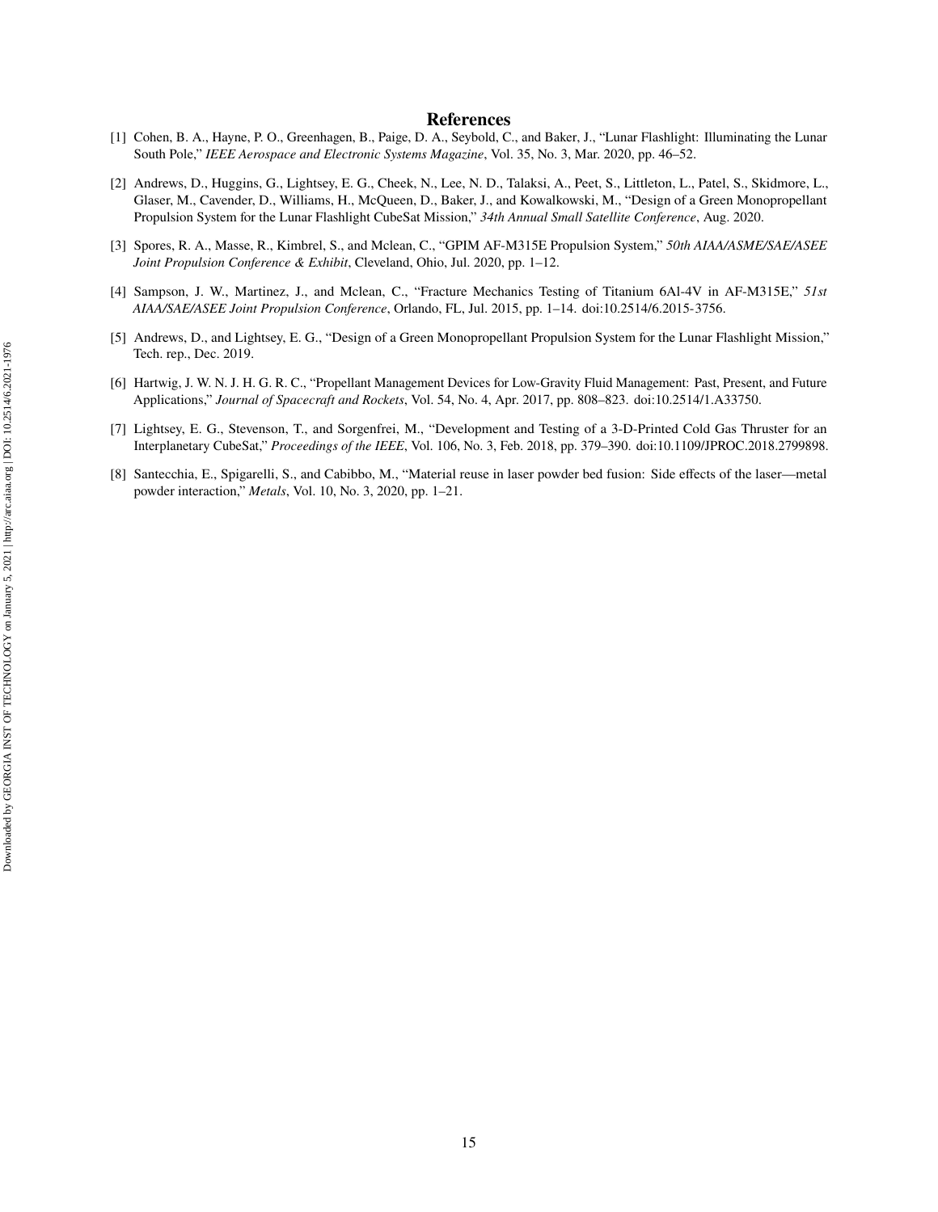# References

[1] Cohen, B. A., Hayne, P. O., Greenhagen, B., Paige, D. A., Seybold, C., and Baker, J., "Lunar Flashlight: Illuminating the Lunar South Pole," *IEEE Aerospace and Electronic Systems Magazine*, Vol. 35, No. 3, Mar. 2020, pp. 46–52.

[2] Andrews, D., Huggins, G., Lightsey, E. G., Cheek, N., Lee, N. D., Talaksi, A., Peet, S., Littleton, L., Patel, S., Skidmore, L., Glaser, M., Cavender, D., Williams, H., McQueen, D., Baker, J., and Kowalkowski, M., "Design of a Green Monopropellant Propulsion System for the Lunar Flashlight CubeSat Mission," *34th Annual Small Satellite Conference*, Aug. 2020.

[3] Spores, R. A., Masse, R., Kimbrel, S., and Mclean, C., "GPIM AF-M315E Propulsion System," *50th AIAA/ASME/SAE/ASEE Joint Propulsion Conference & Exhibit*, Cleveland, Ohio, Jul. 2020, pp. 1–12.

[4] Sampson, J. W., Martinez, J., and Mclean, C., "Fracture Mechanics Testing of Titanium 6Al-4V in AF-M315E," *51st AIAA/SAE/ASEE Joint Propulsion Conference*, Orlando, FL, Jul. 2015, pp. 1–14. doi:10.2514/6.2015-3756.

[5] Andrews, D., and Lightsey, E. G., "Design of a Green Monopropellant Propulsion System for the Lunar Flashlight Mission," Tech. rep., Dec. 2019.

[6] Hartwig, J. W. N. J. H. G. R. C., "Propellant Management Devices for Low-Gravity Fluid Management: Past, Present, and Future Applications," *Journal of Spacecraft and Rockets*, Vol. 54, No. 4, Apr. 2017, pp. 808–823. doi:10.2514/1.A33750.

[7] Lightsey, E. G., Stevenson, T., and Sorgenfrei, M., "Development and Testing of a 3-D-Printed Cold Gas Thruster for an Interplanetary CubeSat," *Proceedings of the IEEE*, Vol. 106, No. 3, Feb. 2018, pp. 379–390. doi:10.1109/JPROC.2018.2799898.

[8] Santecchia, E., Spigarelli, S., and Cabibbo, M., "Material reuse in laser powder bed fusion: Side effects of the laser—metal powder interaction," *Metals*, Vol. 10, No. 3, 2020, pp. 1–21.